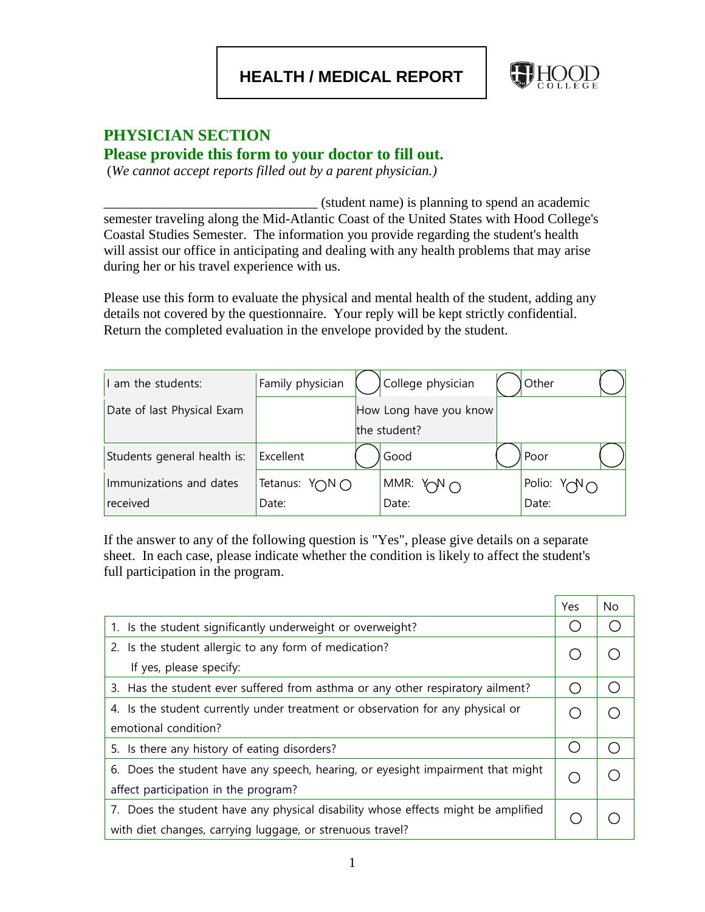# HEALTH / MEDICAL REPORT

HOOD COLLEGE

## PHYSICIAN SECTION

### Please provide this form to your doctor to fill out.

(*We cannot accept reports filled out by a parent physician.)*

_______________________________ (student name) is planning to spend an academic semester traveling along the Mid-Atlantic Coast of the United States with Hood College's Coastal Studies Semester. The information you provide regarding the student's health will assist our office in anticipating and dealing with any health problems that may arise during her or his travel experience with us.

Please use this form to evaluate the physical and mental health of the student, adding any details not covered by the questionnaire. Your reply will be kept strictly confidential. Return the completed evaluation in the envelope provided by the student.

| I am the students: | Family physician ◯ | College physician ◯ | Other ◯ |
|---|---|---|---|
| Date of last Physical Exam | | How Long have you know the student? | |
| Students general health is: | Excellent ◯ | Good ◯ | Poor ◯ |
| Immunizations and dates received | Tetanus: Y◯N ◯<br>Date: | MMR: Y◯N ◯<br>Date: | Polio: Y◯N ◯<br>Date: |

If the answer to any of the following question is "Yes", please give details on a separate sheet. In each case, please indicate whether the condition is likely to affect the student's full participation in the program.

| | Yes | No |
|---|---|---|
| 1. Is the student significantly underweight or overweight? | ◯ | ◯ |
| 2. Is the student allergic to any form of medication?<br>If yes, please specify: | ◯ | ◯ |
| 3. Has the student ever suffered from asthma or any other respiratory ailment? | ◯ | ◯ |
| 4. Is the student currently under treatment or observation for any physical or emotional condition? | ◯ | ◯ |
| 5. Is there any history of eating disorders? | ◯ | ◯ |
| 6. Does the student have any speech, hearing, or eyesight impairment that might affect participation in the program? | ◯ | ◯ |
| 7. Does the student have any physical disability whose effects might be amplified with diet changes, carrying luggage, or strenuous travel? | ◯ | ◯ |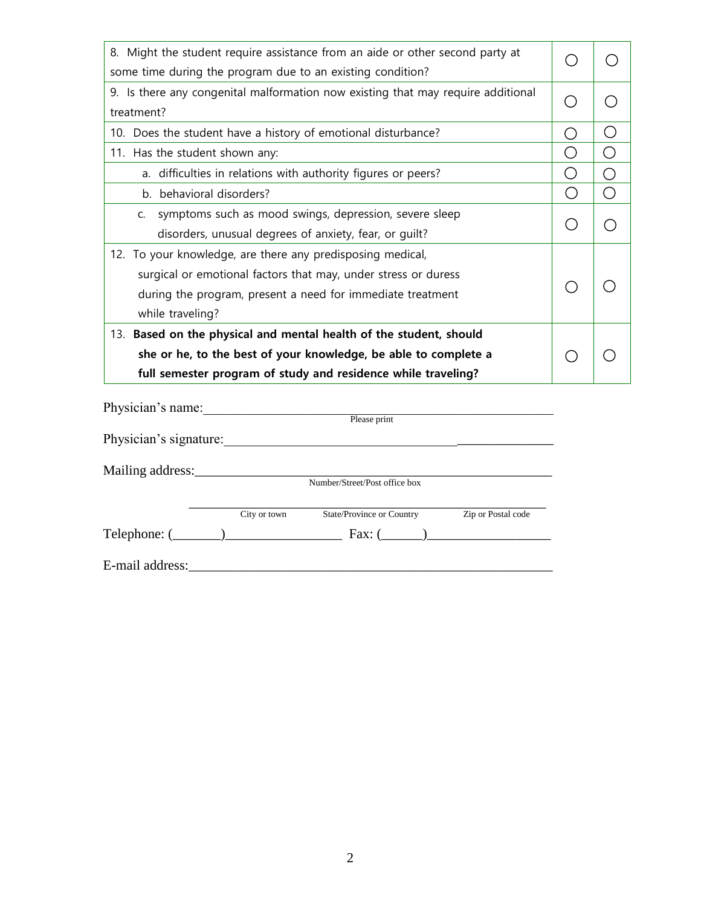| | | |
|---|---|---|
| 8. Might the student require assistance from an aide or other second party at some time during the program due to an existing condition? | ◯ | ◯ |
| 9. Is there any congenital malformation now existing that may require additional treatment? | ◯ | ◯ |
| 10. Does the student have a history of emotional disturbance? | ◯ | ◯ |
| 11. Has the student shown any: | ◯ | ◯ |
| a. difficulties in relations with authority figures or peers? | ◯ | ◯ |
| b. behavioral disorders? | ◯ | ◯ |
| c. symptoms such as mood swings, depression, severe sleep disorders, unusual degrees of anxiety, fear, or guilt? | ◯ | ◯ |
| 12. To your knowledge, are there any predisposing medical, surgical or emotional factors that may, under stress or duress during the program, present a need for immediate treatment while traveling? | ◯ | ◯ |
| 13. **Based on the physical and mental health of the student, should she or he, to the best of your knowledge, be able to complete a full semester program of study and residence while traveling?** | ◯ | ◯ |

Physician's name:_______________________________________________
Please print

Physician's signature:_______________________________________________

Mailing address:_______________________________________________
Number/Street/Post office box

_______________________________________________
City or town State/Province or Country Zip or Postal code

Telephone: (_______)__________________ Fax: (______)__________________

E-mail address:_______________________________________________